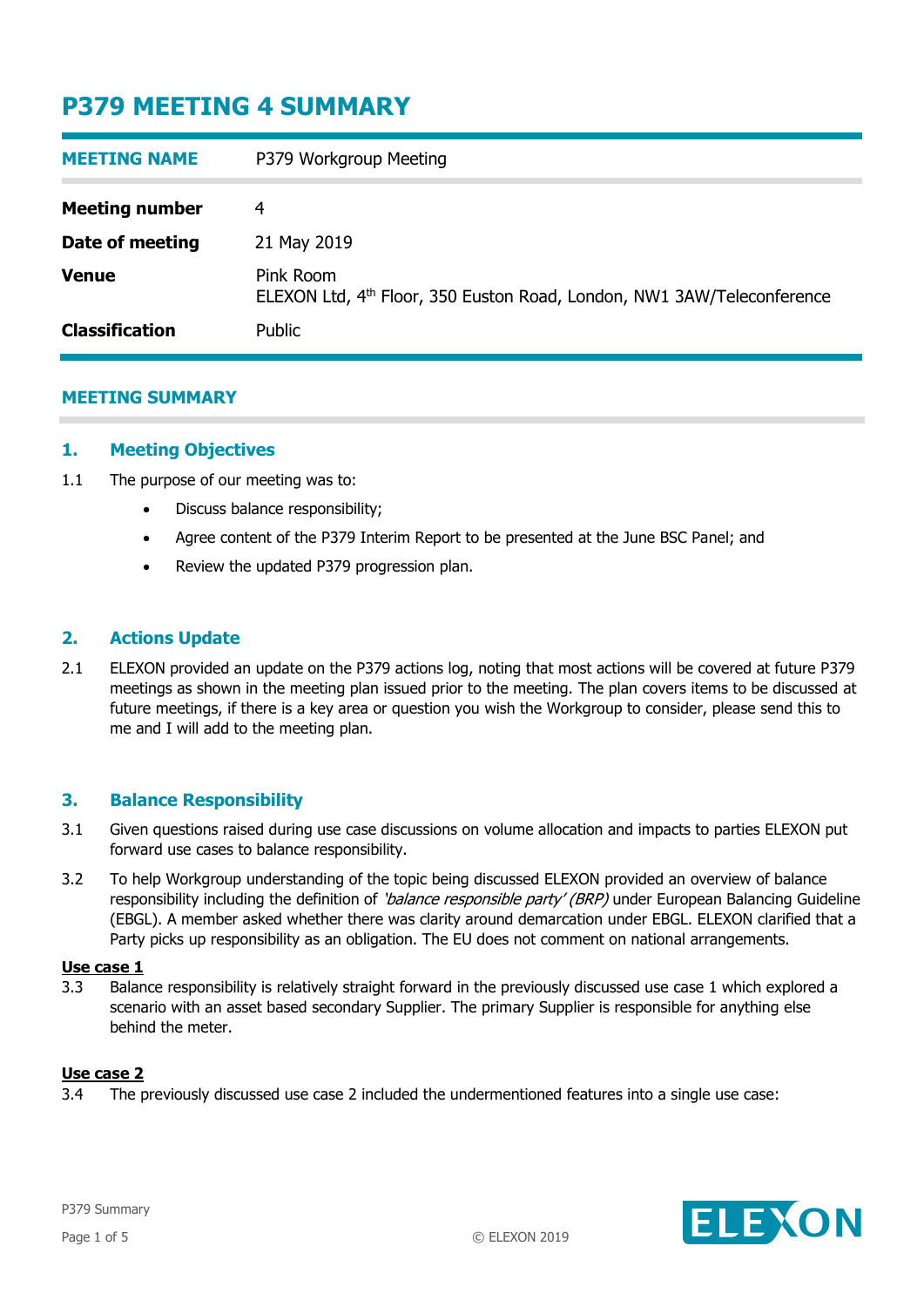# P379 MEETING 4 SUMMARY

| MEETING NAME | P379 Workgroup Meeting |
| --- | --- |
| **Meeting number** | 4 |
| **Date of meeting** | 21 May 2019 |
| **Venue** | Pink Room<br>ELEXON Ltd, 4th Floor, 350 Euston Road, London, NW1 3AW/Teleconference |
| **Classification** | Public |

## MEETING SUMMARY

### 1. Meeting Objectives

1.1 The purpose of our meeting was to:

- Discuss balance responsibility;
- Agree content of the P379 Interim Report to be presented at the June BSC Panel; and
- Review the updated P379 progression plan.

### 2. Actions Update

2.1 ELEXON provided an update on the P379 actions log, noting that most actions will be covered at future P379 meetings as shown in the meeting plan issued prior to the meeting. The plan covers items to be discussed at future meetings, if there is a key area or question you wish the Workgroup to consider, please send this to me and I will add to the meeting plan.

### 3. Balance Responsibility

3.1 Given questions raised during use case discussions on volume allocation and impacts to parties ELEXON put forward use cases to balance responsibility.

3.2 To help Workgroup understanding of the topic being discussed ELEXON provided an overview of balance responsibility including the definition of *'balance responsible party' (BRP)* under European Balancing Guideline (EBGL). A member asked whether there was clarity around demarcation under EBGL. ELEXON clarified that a Party picks up responsibility as an obligation. The EU does not comment on national arrangements.

**Use case 1**

3.3 Balance responsibility is relatively straight forward in the previously discussed use case 1 which explored a scenario with an asset based secondary Supplier. The primary Supplier is responsible for anything else behind the meter.

**Use case 2**

3.4 The previously discussed use case 2 included the undermentioned features into a single use case: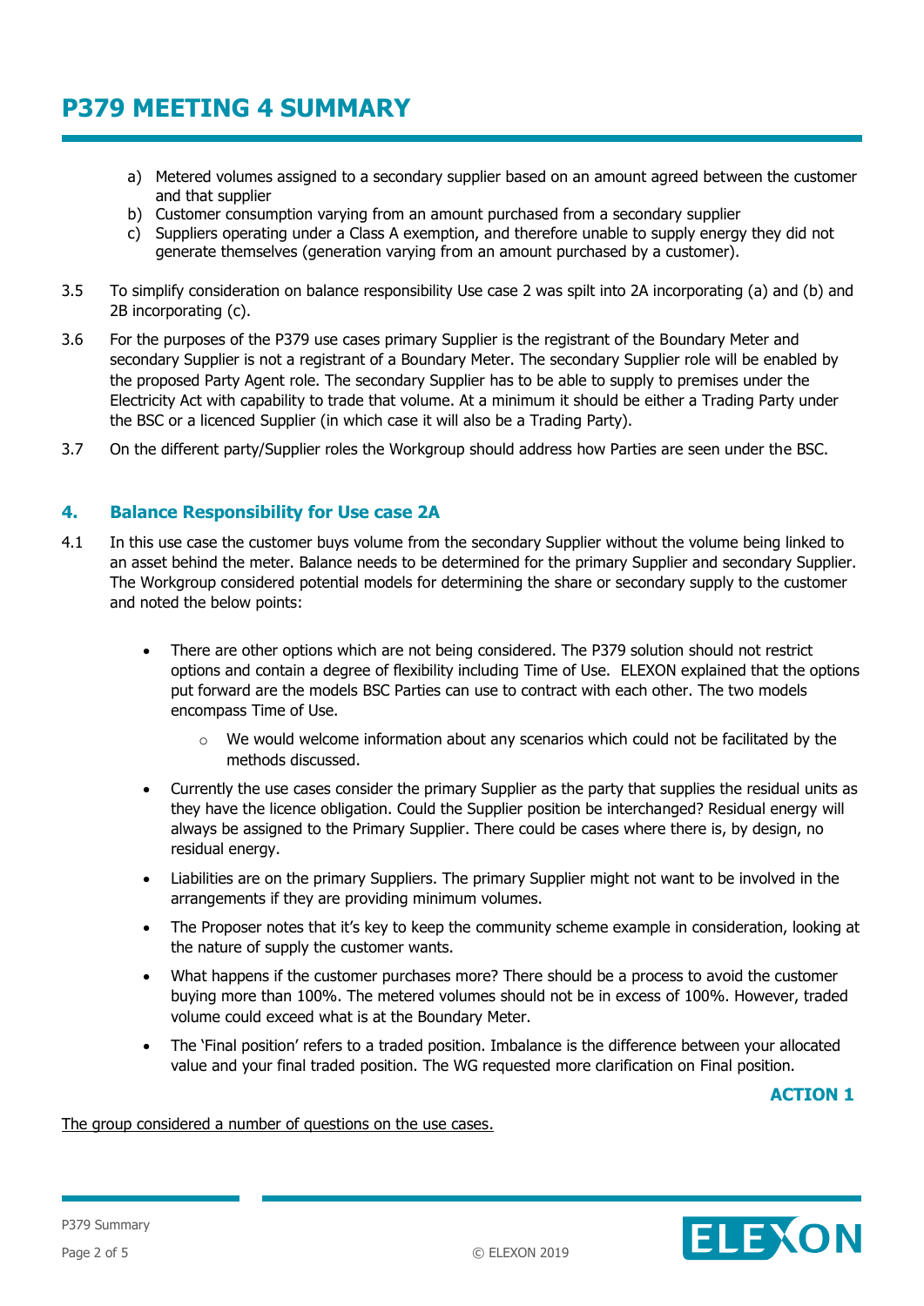a) Metered volumes assigned to a secondary supplier based on an amount agreed between the customer and that supplier
b) Customer consumption varying from an amount purchased from a secondary supplier
c) Suppliers operating under a Class A exemption, and therefore unable to supply energy they did not generate themselves (generation varying from an amount purchased by a customer).

3.5 To simplify consideration on balance responsibility Use case 2 was spilt into 2A incorporating (a) and (b) and 2B incorporating (c).

3.6 For the purposes of the P379 use cases primary Supplier is the registrant of the Boundary Meter and secondary Supplier is not a registrant of a Boundary Meter. The secondary Supplier role will be enabled by the proposed Party Agent role. The secondary Supplier has to be able to supply to premises under the Electricity Act with capability to trade that volume. At a minimum it should be either a Trading Party under the BSC or a licenced Supplier (in which case it will also be a Trading Party).

3.7 On the different party/Supplier roles the Workgroup should address how Parties are seen under the BSC.

## 4. Balance Responsibility for Use case 2A

4.1 In this use case the customer buys volume from the secondary Supplier without the volume being linked to an asset behind the meter. Balance needs to be determined for the primary Supplier and secondary Supplier. The Workgroup considered potential models for determining the share or secondary supply to the customer and noted the below points:

- There are other options which are not being considered. The P379 solution should not restrict options and contain a degree of flexibility including Time of Use. ELEXON explained that the options put forward are the models BSC Parties can use to contract with each other. The two models encompass Time of Use.
  - We would welcome information about any scenarios which could not be facilitated by the methods discussed.
- Currently the use cases consider the primary Supplier as the party that supplies the residual units as they have the licence obligation. Could the Supplier position be interchanged? Residual energy will always be assigned to the Primary Supplier. There could be cases where there is, by design, no residual energy.
- Liabilities are on the primary Suppliers. The primary Supplier might not want to be involved in the arrangements if they are providing minimum volumes.
- The Proposer notes that it's key to keep the community scheme example in consideration, looking at the nature of supply the customer wants.
- What happens if the customer purchases more? There should be a process to avoid the customer buying more than 100%. The metered volumes should not be in excess of 100%. However, traded volume could exceed what is at the Boundary Meter.
- The 'Final position' refers to a traded position. Imbalance is the difference between your allocated value and your final traded position. The WG requested more clarification on Final position.

**ACTION 1**

The group considered a number of questions on the use cases.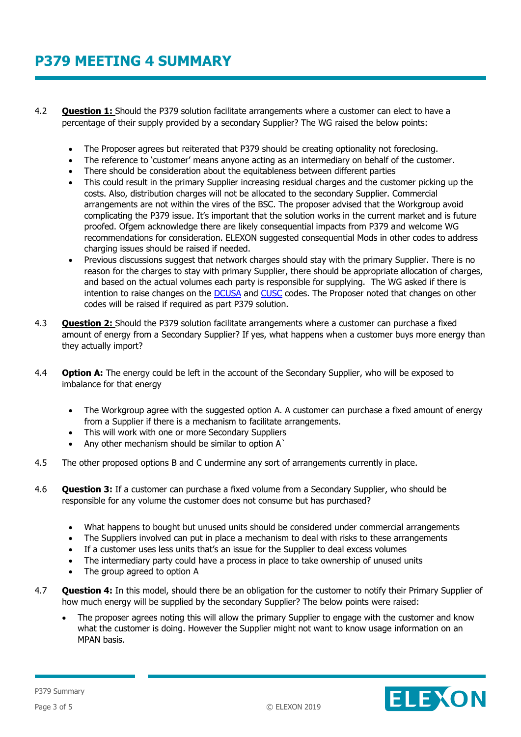# P379 MEETING 4 SUMMARY

4.2 **Question 1:** Should the P379 solution facilitate arrangements where a customer can elect to have a percentage of their supply provided by a secondary Supplier? The WG raised the below points:

- The Proposer agrees but reiterated that P379 should be creating optionality not foreclosing.
- The reference to 'customer' means anyone acting as an intermediary on behalf of the customer.
- There should be consideration about the equitableness between different parties
- This could result in the primary Supplier increasing residual charges and the customer picking up the costs. Also, distribution charges will not be allocated to the secondary Supplier. Commercial arrangements are not within the vires of the BSC. The proposer advised that the Workgroup avoid complicating the P379 issue. It's important that the solution works in the current market and is future proofed. Ofgem acknowledge there are likely consequential impacts from P379 and welcome WG recommendations for consideration. ELEXON suggested consequential Mods in other codes to address charging issues should be raised if needed.
- Previous discussions suggest that network charges should stay with the primary Supplier. There is no reason for the charges to stay with primary Supplier, there should be appropriate allocation of charges, and based on the actual volumes each party is responsible for supplying. The WG asked if there is intention to raise changes on the DCUSA and CUSC codes. The Proposer noted that changes on other codes will be raised if required as part P379 solution.

4.3 **Question 2:** Should the P379 solution facilitate arrangements where a customer can purchase a fixed amount of energy from a Secondary Supplier? If yes, what happens when a customer buys more energy than they actually import?

4.4 **Option A:** The energy could be left in the account of the Secondary Supplier, who will be exposed to imbalance for that energy

- The Workgroup agree with the suggested option A. A customer can purchase a fixed amount of energy from a Supplier if there is a mechanism to facilitate arrangements.
- This will work with one or more Secondary Suppliers
- Any other mechanism should be similar to option A`

4.5 The other proposed options B and C undermine any sort of arrangements currently in place.

4.6 **Question 3:** If a customer can purchase a fixed volume from a Secondary Supplier, who should be responsible for any volume the customer does not consume but has purchased?

- What happens to bought but unused units should be considered under commercial arrangements
- The Suppliers involved can put in place a mechanism to deal with risks to these arrangements
- If a customer uses less units that's an issue for the Supplier to deal excess volumes
- The intermediary party could have a process in place to take ownership of unused units
- The group agreed to option A

4.7 **Question 4:** In this model, should there be an obligation for the customer to notify their Primary Supplier of how much energy will be supplied by the secondary Supplier? The below points were raised:

- The proposer agrees noting this will allow the primary Supplier to engage with the customer and know what the customer is doing. However the Supplier might not want to know usage information on an MPAN basis.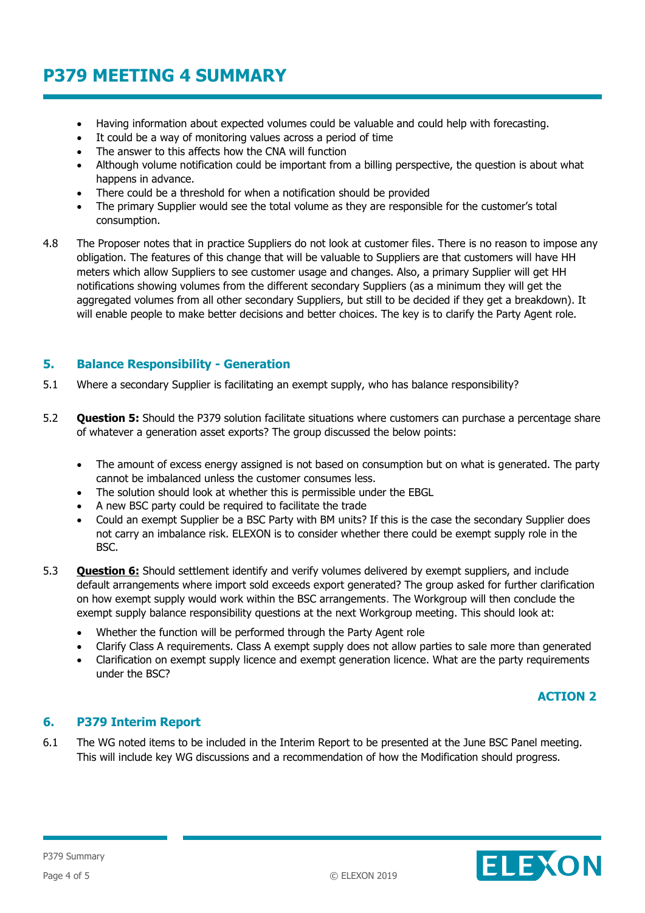- Having information about expected volumes could be valuable and could help with forecasting.
- It could be a way of monitoring values across a period of time
- The answer to this affects how the CNA will function
- Although volume notification could be important from a billing perspective, the question is about what happens in advance.
- There could be a threshold for when a notification should be provided
- The primary Supplier would see the total volume as they are responsible for the customer's total consumption.

4.8 The Proposer notes that in practice Suppliers do not look at customer files. There is no reason to impose any obligation. The features of this change that will be valuable to Suppliers are that customers will have HH meters which allow Suppliers to see customer usage and changes. Also, a primary Supplier will get HH notifications showing volumes from the different secondary Suppliers (as a minimum they will get the aggregated volumes from all other secondary Suppliers, but still to be decided if they get a breakdown). It will enable people to make better decisions and better choices. The key is to clarify the Party Agent role.

## 5. Balance Responsibility - Generation

5.1 Where a secondary Supplier is facilitating an exempt supply, who has balance responsibility?

5.2 **Question 5:** Should the P379 solution facilitate situations where customers can purchase a percentage share of whatever a generation asset exports? The group discussed the below points:

- The amount of excess energy assigned is not based on consumption but on what is generated. The party cannot be imbalanced unless the customer consumes less.
- The solution should look at whether this is permissible under the EBGL
- A new BSC party could be required to facilitate the trade
- Could an exempt Supplier be a BSC Party with BM units? If this is the case the secondary Supplier does not carry an imbalance risk. ELEXON is to consider whether there could be exempt supply role in the BSC.

5.3 **Question 6:** Should settlement identify and verify volumes delivered by exempt suppliers, and include default arrangements where import sold exceeds export generated? The group asked for further clarification on how exempt supply would work within the BSC arrangements. The Workgroup will then conclude the exempt supply balance responsibility questions at the next Workgroup meeting. This should look at:

- Whether the function will be performed through the Party Agent role
- Clarify Class A requirements. Class A exempt supply does not allow parties to sale more than generated
- Clarification on exempt supply licence and exempt generation licence. What are the party requirements under the BSC?

**ACTION 2**

## 6. P379 Interim Report

6.1 The WG noted items to be included in the Interim Report to be presented at the June BSC Panel meeting. This will include key WG discussions and a recommendation of how the Modification should progress.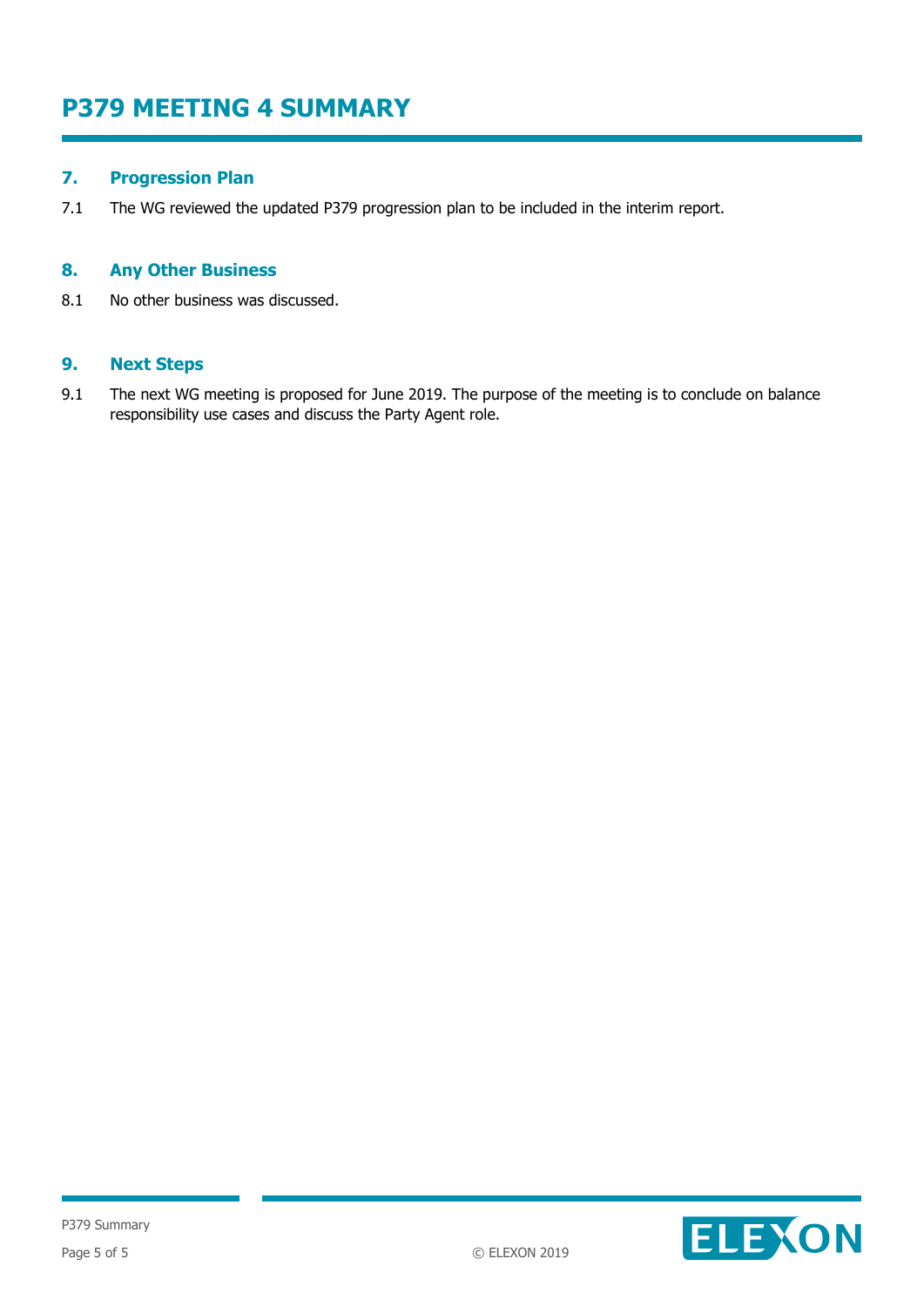## 7. Progression Plan

7.1 The WG reviewed the updated P379 progression plan to be included in the interim report.

## 8. Any Other Business

8.1 No other business was discussed.

## 9. Next Steps

9.1 The next WG meeting is proposed for June 2019. The purpose of the meeting is to conclude on balance responsibility use cases and discuss the Party Agent role.